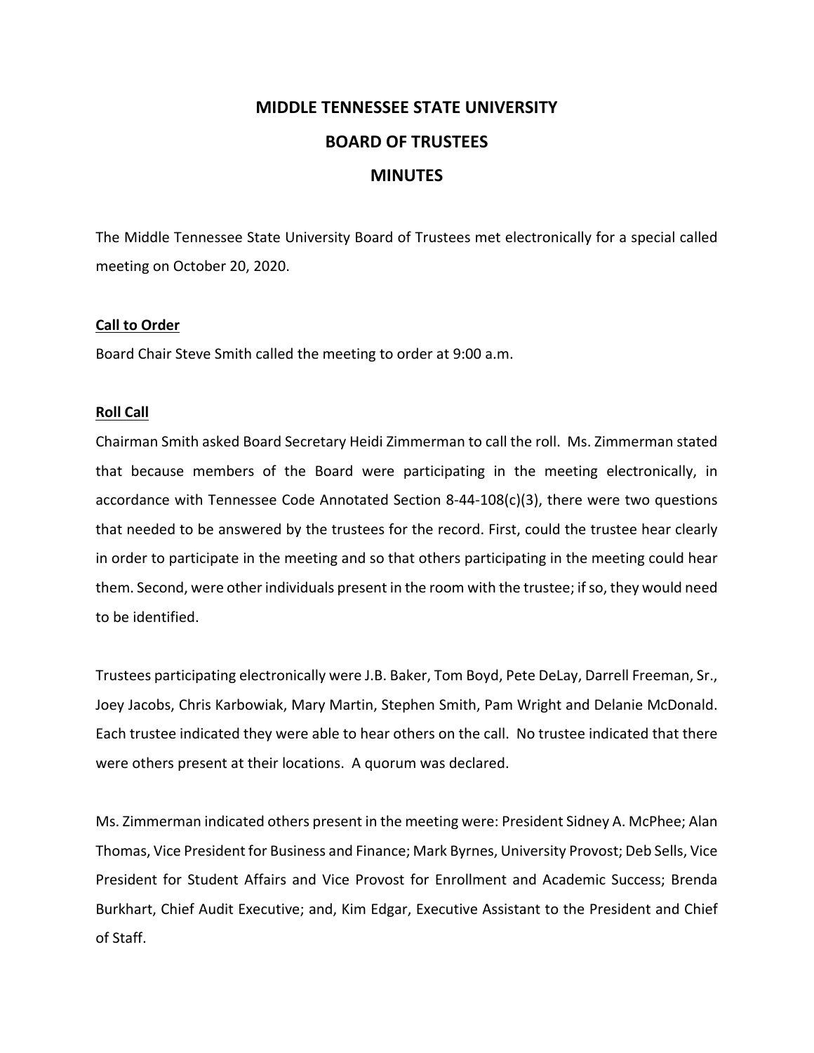# MIDDLE TENNESSEE STATE UNIVERSITY

# BOARD OF TRUSTEES

# MINUTES

The Middle Tennessee State University Board of Trustees met electronically for a special called meeting on October 20, 2020.

## Call to Order

Board Chair Steve Smith called the meeting to order at 9:00 a.m.

## Roll Call

Chairman Smith asked Board Secretary Heidi Zimmerman to call the roll. Ms. Zimmerman stated that because members of the Board were participating in the meeting electronically, in accordance with Tennessee Code Annotated Section 8-44-108(c)(3), there were two questions that needed to be answered by the trustees for the record. First, could the trustee hear clearly in order to participate in the meeting and so that others participating in the meeting could hear them. Second, were other individuals present in the room with the trustee; if so, they would need to be identified.

Trustees participating electronically were J.B. Baker, Tom Boyd, Pete DeLay, Darrell Freeman, Sr., Joey Jacobs, Chris Karbowiak, Mary Martin, Stephen Smith, Pam Wright and Delanie McDonald. Each trustee indicated they were able to hear others on the call. No trustee indicated that there were others present at their locations. A quorum was declared.

Ms. Zimmerman indicated others present in the meeting were: President Sidney A. McPhee; Alan Thomas, Vice President for Business and Finance; Mark Byrnes, University Provost; Deb Sells, Vice President for Student Affairs and Vice Provost for Enrollment and Academic Success; Brenda Burkhart, Chief Audit Executive; and, Kim Edgar, Executive Assistant to the President and Chief of Staff.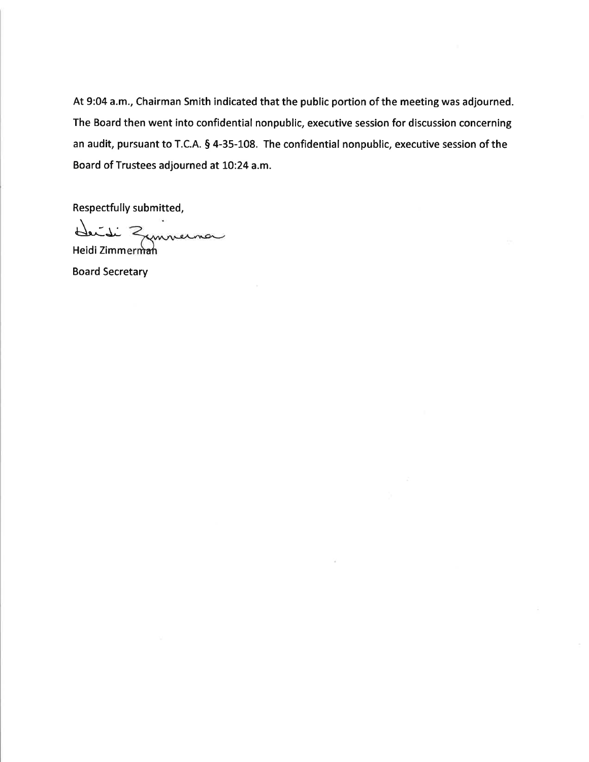At 9:04 a.m., Chairman Smith indicated that the public portion of the meeting was adjourned. The Board then went into confidential nonpublic, executive session for discussion concerning an audit, pursuant to T.C.A. § 4-35-108. The confidential nonpublic, executive session of the Board of Trustees adjourned at 10:24 a.m.

Respectfully submitted,

Heidi Zimmerman

Board Secretary